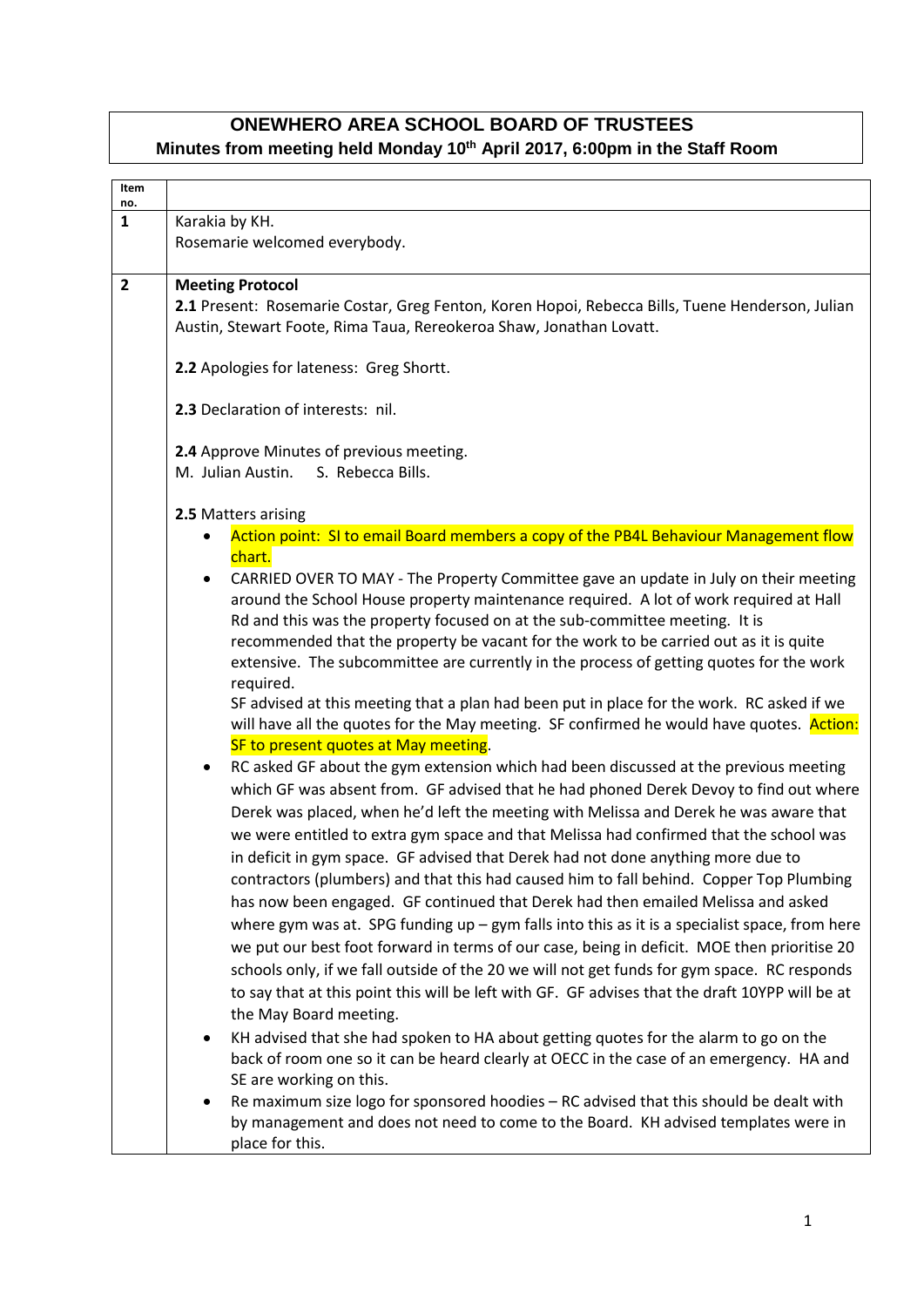# ONEWHERO AREA SCHOOL BOARD OF TRUSTEES

## Minutes from meeting held Monday 10th April 2017, 6:00pm in the Staff Room

| Item no. | |
|---|---|
| **1** | Karakia by KH.<br>Rosemarie welcomed everybody. |
| **2** | **Meeting Protocol**<br>**2.1** Present: Rosemarie Costar, Greg Fenton, Koren Hopoi, Rebecca Bills, Tuene Henderson, Julian Austin, Stewart Foote, Rima Taua, Rereokeroa Shaw, Jonathan Lovatt.<br><br>**2.2** Apologies for lateness: Greg Shortt.<br><br>**2.3** Declaration of interests: nil.<br><br>**2.4** Approve Minutes of previous meeting.<br>M. Julian Austin. S. Rebecca Bills.<br><br>**2.5** Matters arising<br>• Action point: SI to email Board members a copy of the PB4L Behaviour Management flow chart.<br>• CARRIED OVER TO MAY - The Property Committee gave an update in July on their meeting around the School House property maintenance required. A lot of work required at Hall Rd and this was the property focused on at the sub-committee meeting. It is recommended that the property be vacant for the work to be carried out as it is quite extensive. The subcommittee are currently in the process of getting quotes for the work required.<br>SF advised at this meeting that a plan had been put in place for the work. RC asked if we will have all the quotes for the May meeting. SF confirmed he would have quotes. Action: SF to present quotes at May meeting.<br>• RC asked GF about the gym extension which had been discussed at the previous meeting which GF was absent from. GF advised that he had phoned Derek Devoy to find out where Derek was placed, when he'd left the meeting with Melissa and Derek he was aware that we were entitled to extra gym space and that Melissa had confirmed that the school was in deficit in gym space. GF advised that Derek had not done anything more due to contractors (plumbers) and that this had caused him to fall behind. Copper Top Plumbing has now been engaged. GF continued that Derek had then emailed Melissa and asked where gym was at. SPG funding up – gym falls into this as it is a specialist space, from here we put our best foot forward in terms of our case, being in deficit. MOE then prioritise 20 schools only, if we fall outside of the 20 we will not get funds for gym space. RC responds to say that at this point this will be left with GF. GF advises that the draft 10YPP will be at the May Board meeting.<br>• KH advised that she had spoken to HA about getting quotes for the alarm to go on the back of room one so it can be heard clearly at OECC in the case of an emergency. HA and SE are working on this.<br>• Re maximum size logo for sponsored hoodies – RC advised that this should be dealt with by management and does not need to come to the Board. KH advised templates were in place for this. |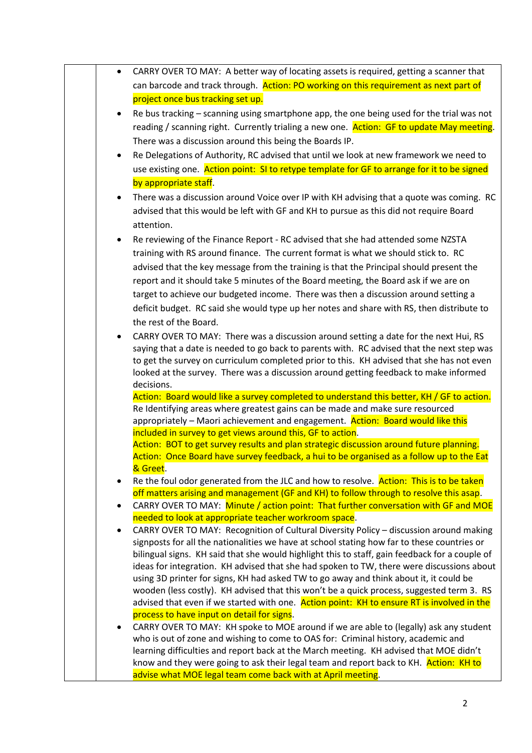- CARRY OVER TO MAY: A better way of locating assets is required, getting a scanner that can barcode and track through. Action: PO working on this requirement as next part of project once bus tracking set up.
- Re bus tracking – scanning using smartphone app, the one being used for the trial was not reading / scanning right. Currently trialing a new one. Action: GF to update May meeting. There was a discussion around this being the Boards IP.
- Re Delegations of Authority, RC advised that until we look at new framework we need to use existing one. Action point: SI to retype template for GF to arrange for it to be signed by appropriate staff.
- There was a discussion around Voice over IP with KH advising that a quote was coming. RC advised that this would be left with GF and KH to pursue as this did not require Board attention.
- Re reviewing of the Finance Report - RC advised that she had attended some NZSTA training with RS around finance. The current format is what we should stick to. RC advised that the key message from the training is that the Principal should present the report and it should take 5 minutes of the Board meeting, the Board ask if we are on target to achieve our budgeted income. There was then a discussion around setting a deficit budget. RC said she would type up her notes and share with RS, then distribute to the rest of the Board.
- CARRY OVER TO MAY: There was a discussion around setting a date for the next Hui, RS saying that a date is needed to go back to parents with. RC advised that the next step was to get the survey on curriculum completed prior to this. KH advised that she has not even looked at the survey. There was a discussion around getting feedback to make informed decisions.
  Action: Board would like a survey completed to understand this better, KH / GF to action.
  Re Identifying areas where greatest gains can be made and make sure resourced appropriately – Maori achievement and engagement. Action: Board would like this included in survey to get views around this, GF to action.
  Action: BOT to get survey results and plan strategic discussion around future planning.
  Action: Once Board have survey feedback, a hui to be organised as a follow up to the Eat & Greet.
- Re the foul odor generated from the JLC and how to resolve. Action: This is to be taken off matters arising and management (GF and KH) to follow through to resolve this asap.
- CARRY OVER TO MAY: Minute / action point: That further conversation with GF and MOE needed to look at appropriate teacher workroom space.
- CARRY OVER TO MAY: Recognition of Cultural Diversity Policy – discussion around making signposts for all the nationalities we have at school stating how far to these countries or bilingual signs. KH said that she would highlight this to staff, gain feedback for a couple of ideas for integration. KH advised that she had spoken to TW, there were discussions about using 3D printer for signs, KH had asked TW to go away and think about it, it could be wooden (less costly). KH advised that this won't be a quick process, suggested term 3. RS advised that even if we started with one. Action point: KH to ensure RT is involved in the process to have input on detail for signs.
- CARRY OVER TO MAY: KH spoke to MOE around if we are able to (legally) ask any student who is out of zone and wishing to come to OAS for: Criminal history, academic and learning difficulties and report back at the March meeting. KH advised that MOE didn't know and they were going to ask their legal team and report back to KH. Action: KH to advise what MOE legal team come back with at April meeting.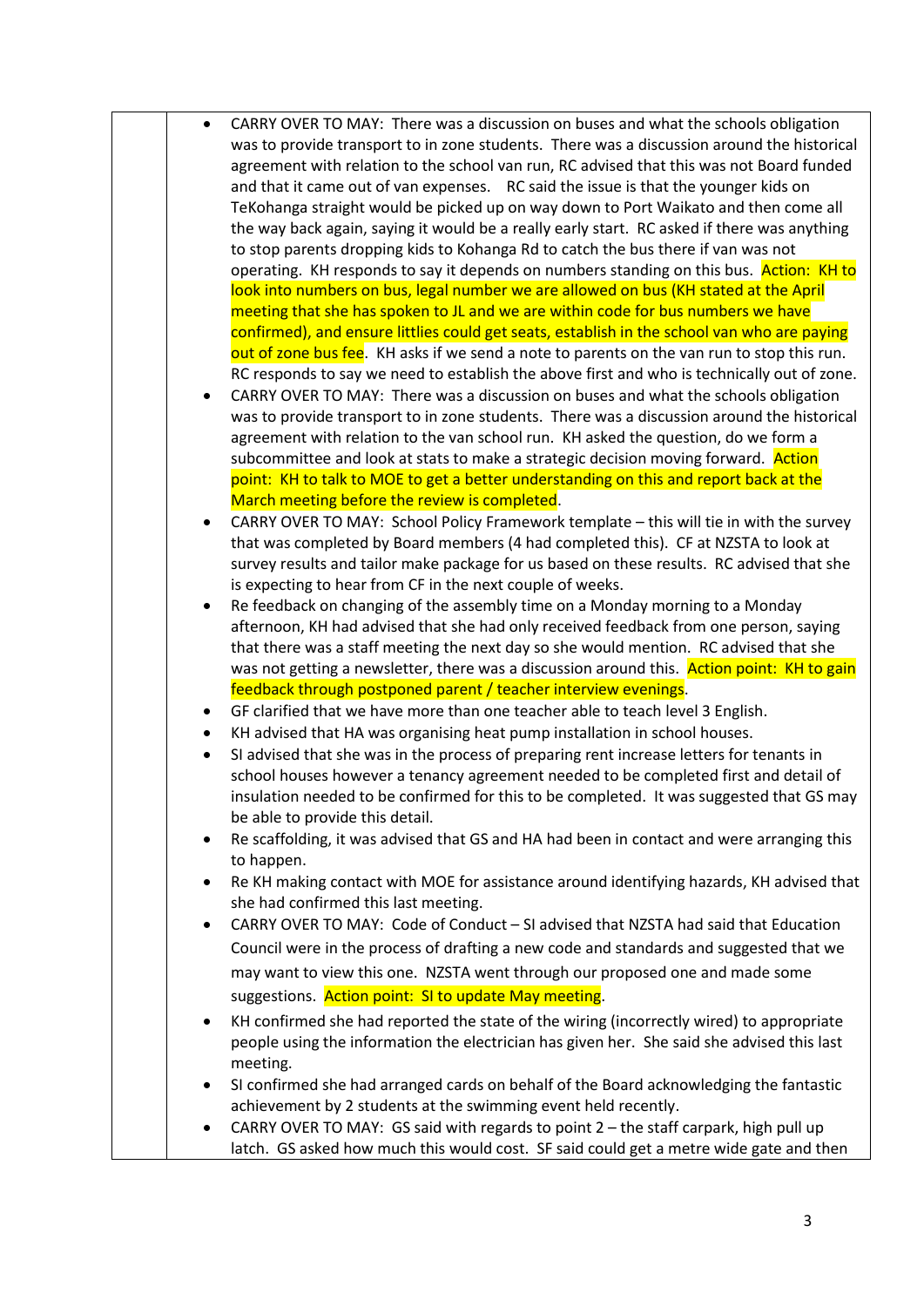- CARRY OVER TO MAY: There was a discussion on buses and what the schools obligation was to provide transport to in zone students. There was a discussion around the historical agreement with relation to the school van run, RC advised that this was not Board funded and that it came out of van expenses. RC said the issue is that the younger kids on TeKohanga straight would be picked up on way down to Port Waikato and then come all the way back again, saying it would be a really early start. RC asked if there was anything to stop parents dropping kids to Kohanga Rd to catch the bus there if van was not operating. KH responds to say it depends on numbers standing on this bus. Action: KH to look into numbers on bus, legal number we are allowed on bus (KH stated at the April meeting that she has spoken to JL and we are within code for bus numbers we have confirmed), and ensure littlies could get seats, establish in the school van who are paying out of zone bus fee. KH asks if we send a note to parents on the van run to stop this run. RC responds to say we need to establish the above first and who is technically out of zone.
- CARRY OVER TO MAY: There was a discussion on buses and what the schools obligation was to provide transport to in zone students. There was a discussion around the historical agreement with relation to the van school run. KH asked the question, do we form a subcommittee and look at stats to make a strategic decision moving forward. Action point: KH to talk to MOE to get a better understanding on this and report back at the March meeting before the review is completed.
- CARRY OVER TO MAY: School Policy Framework template – this will tie in with the survey that was completed by Board members (4 had completed this). CF at NZSTA to look at survey results and tailor make package for us based on these results. RC advised that she is expecting to hear from CF in the next couple of weeks.
- Re feedback on changing of the assembly time on a Monday morning to a Monday afternoon, KH had advised that she had only received feedback from one person, saying that there was a staff meeting the next day so she would mention. RC advised that she was not getting a newsletter, there was a discussion around this. Action point: KH to gain feedback through postponed parent / teacher interview evenings.
- GF clarified that we have more than one teacher able to teach level 3 English.
- KH advised that HA was organising heat pump installation in school houses.
- SI advised that she was in the process of preparing rent increase letters for tenants in school houses however a tenancy agreement needed to be completed first and detail of insulation needed to be confirmed for this to be completed. It was suggested that GS may be able to provide this detail.
- Re scaffolding, it was advised that GS and HA had been in contact and were arranging this to happen.
- Re KH making contact with MOE for assistance around identifying hazards, KH advised that she had confirmed this last meeting.
- CARRY OVER TO MAY: Code of Conduct – SI advised that NZSTA had said that Education Council were in the process of drafting a new code and standards and suggested that we may want to view this one. NZSTA went through our proposed one and made some suggestions. Action point: SI to update May meeting.
- KH confirmed she had reported the state of the wiring (incorrectly wired) to appropriate people using the information the electrician has given her. She said she advised this last meeting.
- SI confirmed she had arranged cards on behalf of the Board acknowledging the fantastic achievement by 2 students at the swimming event held recently.
- CARRY OVER TO MAY: GS said with regards to point 2 – the staff carpark, high pull up latch. GS asked how much this would cost. SF said could get a metre wide gate and then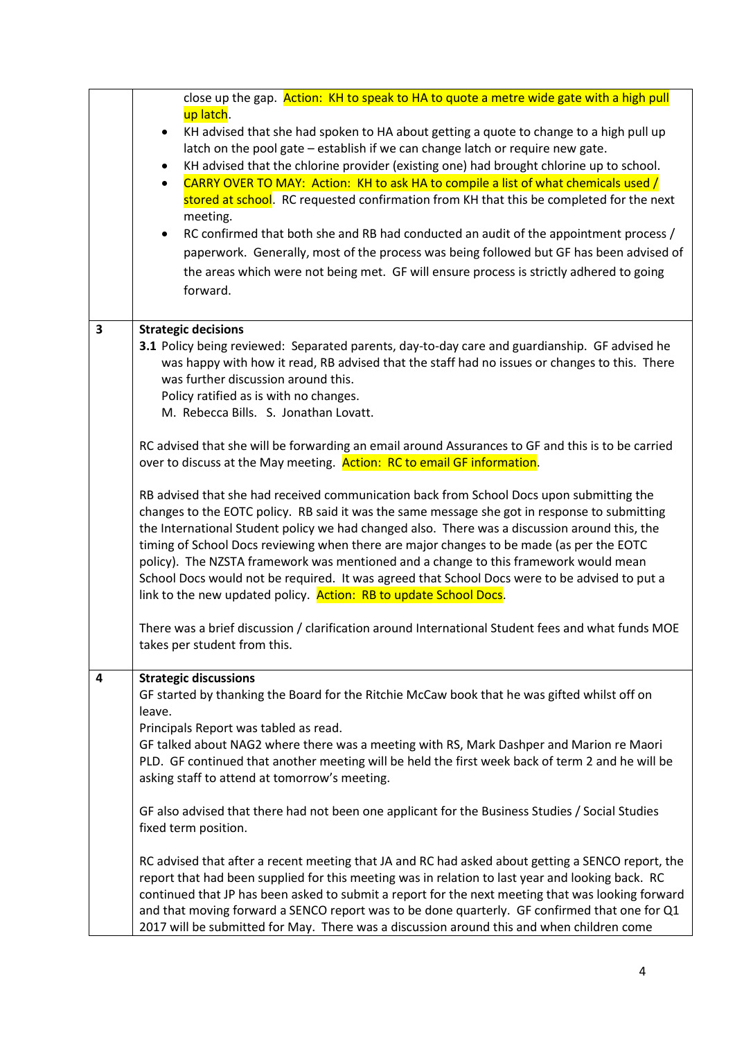|   |   |
|---|---|
|   | close up the gap. Action: KH to speak to HA to quote a metre wide gate with a high pull up latch.<br>• KH advised that she had spoken to HA about getting a quote to change to a high pull up latch on the pool gate – establish if we can change latch or require new gate.<br>• KH advised that the chlorine provider (existing one) had brought chlorine up to school.<br>• CARRY OVER TO MAY: Action: KH to ask HA to compile a list of what chemicals used / stored at school. RC requested confirmation from KH that this be completed for the next meeting.<br>• RC confirmed that both she and RB had conducted an audit of the appointment process / paperwork. Generally, most of the process was being followed but GF has been advised of the areas which were not being met. GF will ensure process is strictly adhered to going forward. |
| 3 | **Strategic decisions**<br>**3.1** Policy being reviewed: Separated parents, day-to-day care and guardianship. GF advised he was happy with how it read, RB advised that the staff had no issues or changes to this. There was further discussion around this.<br>Policy ratified as is with no changes.<br>M. Rebecca Bills. S. Jonathan Lovatt.<br><br>RC advised that she will be forwarding an email around Assurances to GF and this is to be carried over to discuss at the May meeting. Action: RC to email GF information.<br><br>RB advised that she had received communication back from School Docs upon submitting the changes to the EOTC policy. RB said it was the same message she got in response to submitting the International Student policy we had changed also. There was a discussion around this, the timing of School Docs reviewing when there are major changes to be made (as per the EOTC policy). The NZSTA framework was mentioned and a change to this framework would mean School Docs would not be required. It was agreed that School Docs were to be advised to put a link to the new updated policy. Action: RB to update School Docs.<br><br>There was a brief discussion / clarification around International Student fees and what funds MOE takes per student from this. |
| 4 | **Strategic discussions**<br>GF started by thanking the Board for the Ritchie McCaw book that he was gifted whilst off on leave.<br>Principals Report was tabled as read.<br>GF talked about NAG2 where there was a meeting with RS, Mark Dashper and Marion re Maori PLD. GF continued that another meeting will be held the first week back of term 2 and he will be asking staff to attend at tomorrow's meeting.<br><br>GF also advised that there had not been one applicant for the Business Studies / Social Studies fixed term position.<br><br>RC advised that after a recent meeting that JA and RC had asked about getting a SENCO report, the report that had been supplied for this meeting was in relation to last year and looking back. RC continued that JP has been asked to submit a report for the next meeting that was looking forward and that moving forward a SENCO report was to be done quarterly. GF confirmed that one for Q1 2017 will be submitted for May. There was a discussion around this and when children come |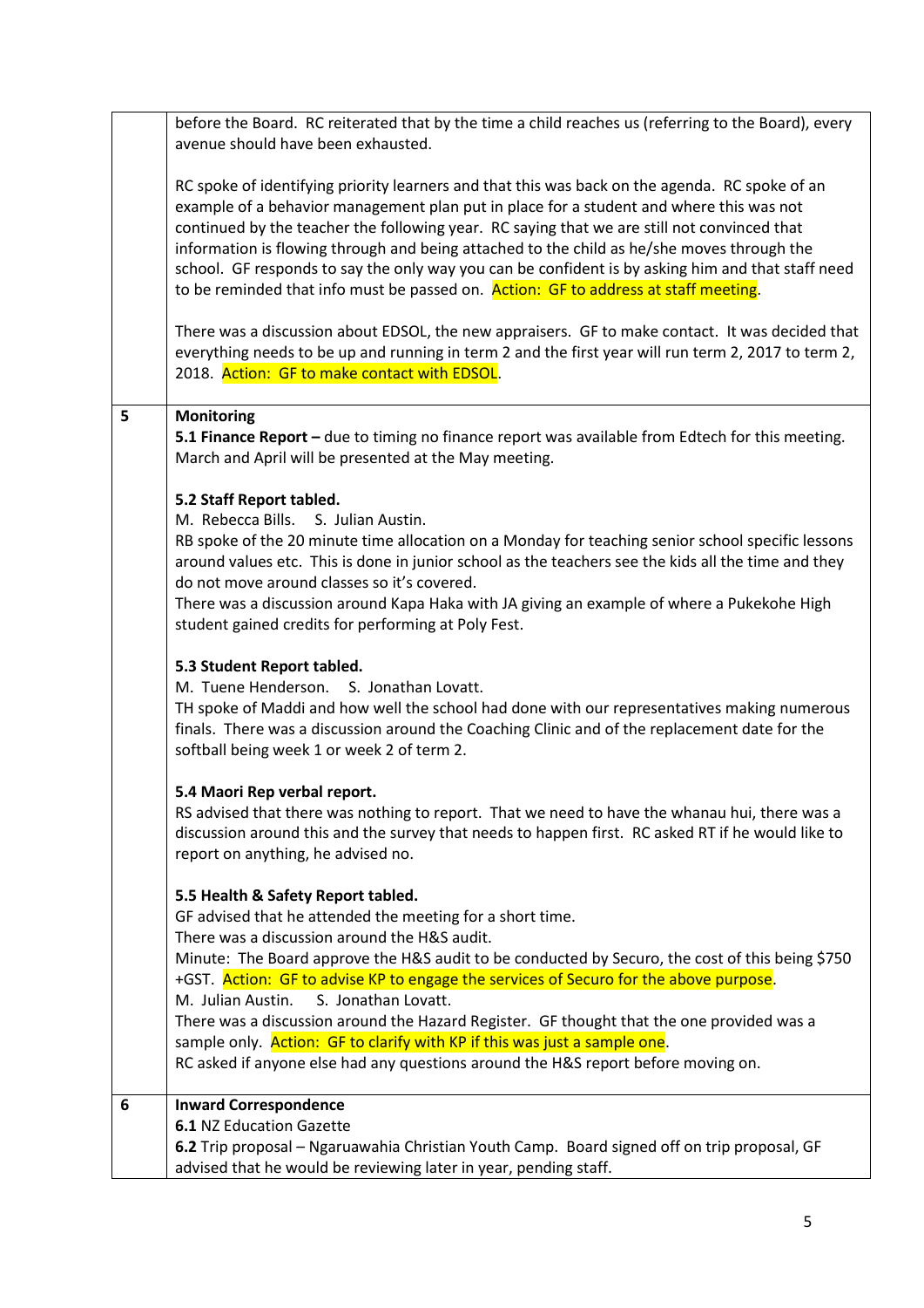| | |
|---|---|
| | before the Board. RC reiterated that by the time a child reaches us (referring to the Board), every avenue should have been exhausted.<br><br>RC spoke of identifying priority learners and that this was back on the agenda. RC spoke of an example of a behavior management plan put in place for a student and where this was not continued by the teacher the following year. RC saying that we are still not convinced that information is flowing through and being attached to the child as he/she moves through the school. GF responds to say the only way you can be confident is by asking him and that staff need to be reminded that info must be passed on. Action: GF to address at staff meeting.<br><br>There was a discussion about EDSOL, the new appraisers. GF to make contact. It was decided that everything needs to be up and running in term 2 and the first year will run term 2, 2017 to term 2, 2018. Action: GF to make contact with EDSOL. |
| 5 | **Monitoring**<br>**5.1 Finance Report –** due to timing no finance report was available from Edtech for this meeting. March and April will be presented at the May meeting.<br><br>**5.2 Staff Report tabled.**<br>M. Rebecca Bills. S. Julian Austin.<br>RB spoke of the 20 minute time allocation on a Monday for teaching senior school specific lessons around values etc. This is done in junior school as the teachers see the kids all the time and they do not move around classes so it's covered.<br>There was a discussion around Kapa Haka with JA giving an example of where a Pukekohe High student gained credits for performing at Poly Fest.<br><br>**5.3 Student Report tabled.**<br>M. Tuene Henderson. S. Jonathan Lovatt.<br>TH spoke of Maddi and how well the school had done with our representatives making numerous finals. There was a discussion around the Coaching Clinic and of the replacement date for the softball being week 1 or week 2 of term 2.<br><br>**5.4 Maori Rep verbal report.**<br>RS advised that there was nothing to report. That we need to have the whanau hui, there was a discussion around this and the survey that needs to happen first. RC asked RT if he would like to report on anything, he advised no.<br><br>**5.5 Health & Safety Report tabled.**<br>GF advised that he attended the meeting for a short time.<br>There was a discussion around the H&S audit.<br>Minute: The Board approve the H&S audit to be conducted by Securo, the cost of this being $750 +GST. Action: GF to advise KP to engage the services of Securo for the above purpose.<br>M. Julian Austin. S. Jonathan Lovatt.<br>There was a discussion around the Hazard Register. GF thought that the one provided was a sample only. Action: GF to clarify with KP if this was just a sample one.<br>RC asked if anyone else had any questions around the H&S report before moving on. |
| 6 | **Inward Correspondence**<br>**6.1** NZ Education Gazette<br>**6.2** Trip proposal – Ngaruawahia Christian Youth Camp. Board signed off on trip proposal, GF advised that he would be reviewing later in year, pending staff. |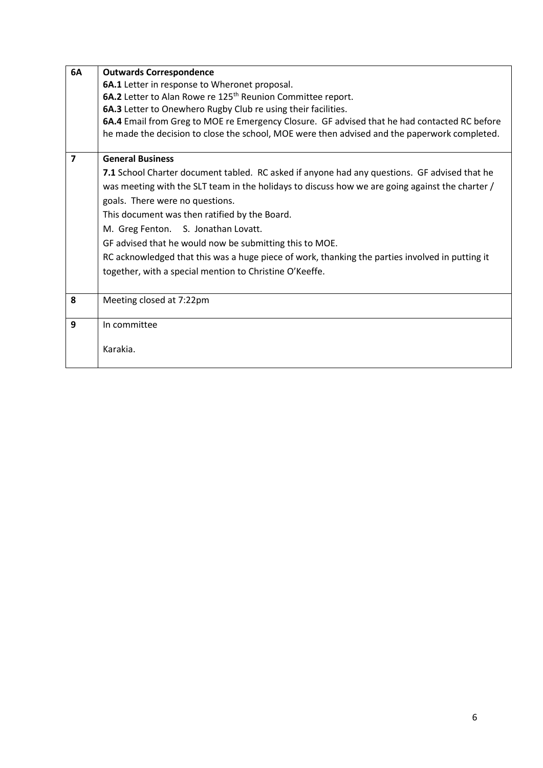| | |
|---|---|
| **6A** | **Outwards Correspondence**<br>**6A.1** Letter in response to Wheronet proposal.<br>**6A.2** Letter to Alan Rowe re 125th Reunion Committee report.<br>**6A.3** Letter to Onewhero Rugby Club re using their facilities.<br>**6A.4** Email from Greg to MOE re Emergency Closure. GF advised that he had contacted RC before he made the decision to close the school, MOE were then advised and the paperwork completed. |
| **7** | **General Business**<br>**7.1** School Charter document tabled. RC asked if anyone had any questions. GF advised that he was meeting with the SLT team in the holidays to discuss how we are going against the charter / goals. There were no questions.<br>This document was then ratified by the Board.<br>M. Greg Fenton. S. Jonathan Lovatt.<br>GF advised that he would now be submitting this to MOE.<br>RC acknowledged that this was a huge piece of work, thanking the parties involved in putting it together, with a special mention to Christine O'Keeffe. |
| **8** | Meeting closed at 7:22pm |
| **9** | In committee<br><br>Karakia. |